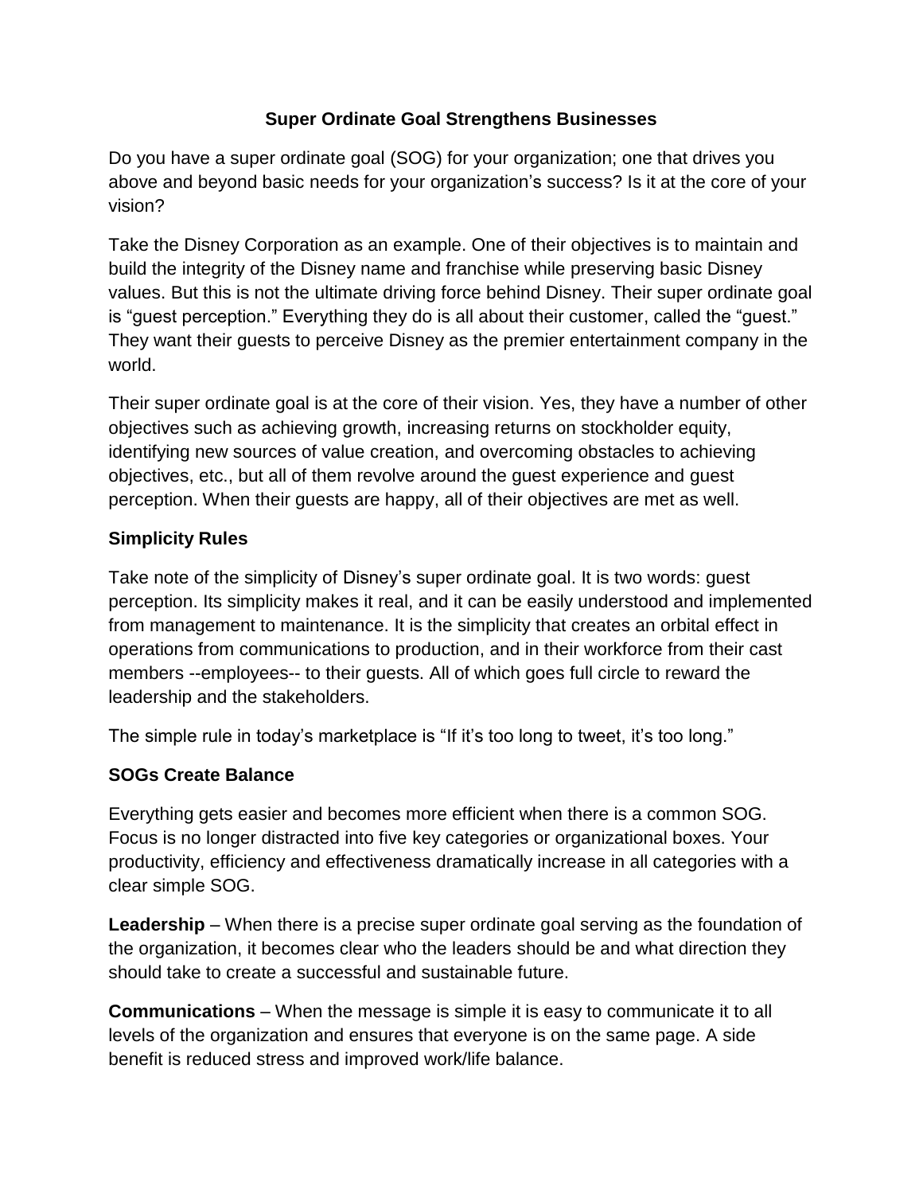# Super Ordinate Goal Strengthens Businesses

Do you have a super ordinate goal (SOG) for your organization; one that drives you above and beyond basic needs for your organization's success? Is it at the core of your vision?

Take the Disney Corporation as an example. One of their objectives is to maintain and build the integrity of the Disney name and franchise while preserving basic Disney values. But this is not the ultimate driving force behind Disney. Their super ordinate goal is "guest perception." Everything they do is all about their customer, called the "guest." They want their guests to perceive Disney as the premier entertainment company in the world.

Their super ordinate goal is at the core of their vision. Yes, they have a number of other objectives such as achieving growth, increasing returns on stockholder equity, identifying new sources of value creation, and overcoming obstacles to achieving objectives, etc., but all of them revolve around the guest experience and guest perception. When their guests are happy, all of their objectives are met as well.

## Simplicity Rules

Take note of the simplicity of Disney's super ordinate goal. It is two words: guest perception. Its simplicity makes it real, and it can be easily understood and implemented from management to maintenance. It is the simplicity that creates an orbital effect in operations from communications to production, and in their workforce from their cast members --employees-- to their guests. All of which goes full circle to reward the leadership and the stakeholders.

The simple rule in today's marketplace is "If it's too long to tweet, it's too long."

## SOGs Create Balance

Everything gets easier and becomes more efficient when there is a common SOG. Focus is no longer distracted into five key categories or organizational boxes. Your productivity, efficiency and effectiveness dramatically increase in all categories with a clear simple SOG.

**Leadership** – When there is a precise super ordinate goal serving as the foundation of the organization, it becomes clear who the leaders should be and what direction they should take to create a successful and sustainable future.

**Communications** – When the message is simple it is easy to communicate it to all levels of the organization and ensures that everyone is on the same page. A side benefit is reduced stress and improved work/life balance.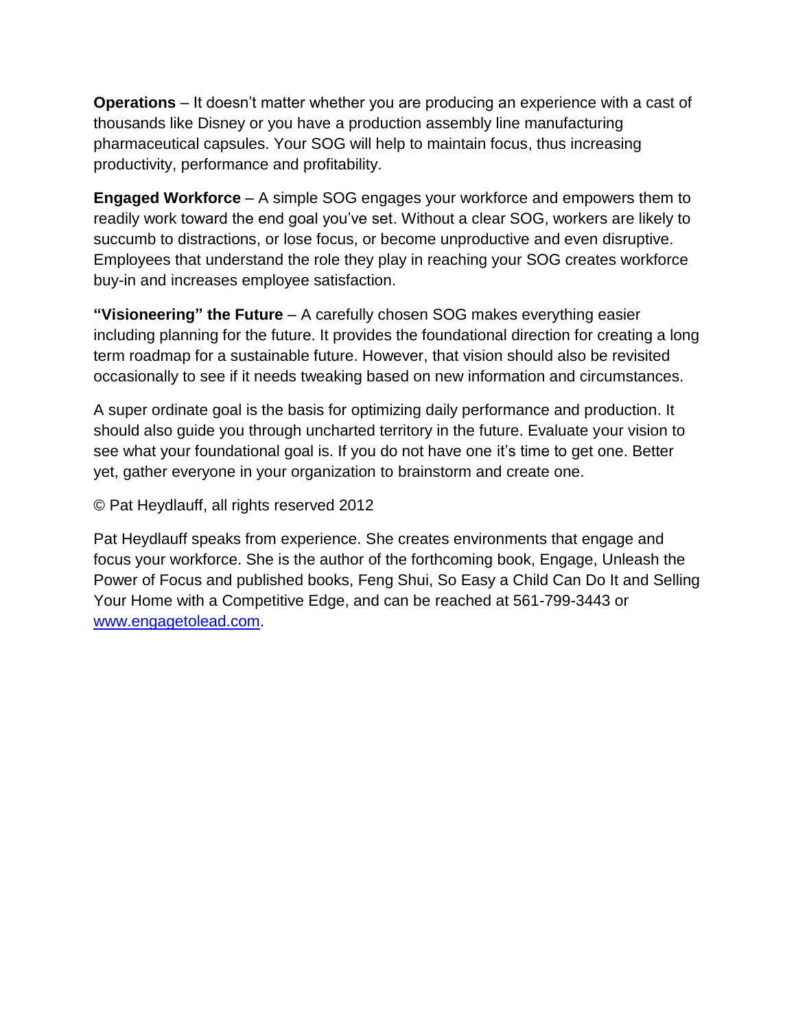**Operations** – It doesn't matter whether you are producing an experience with a cast of thousands like Disney or you have a production assembly line manufacturing pharmaceutical capsules. Your SOG will help to maintain focus, thus increasing productivity, performance and profitability.

**Engaged Workforce** – A simple SOG engages your workforce and empowers them to readily work toward the end goal you've set. Without a clear SOG, workers are likely to succumb to distractions, or lose focus, or become unproductive and even disruptive. Employees that understand the role they play in reaching your SOG creates workforce buy-in and increases employee satisfaction.

**"Visioneering" the Future** – A carefully chosen SOG makes everything easier including planning for the future. It provides the foundational direction for creating a long term roadmap for a sustainable future. However, that vision should also be revisited occasionally to see if it needs tweaking based on new information and circumstances.

A super ordinate goal is the basis for optimizing daily performance and production. It should also guide you through uncharted territory in the future. Evaluate your vision to see what your foundational goal is. If you do not have one it's time to get one. Better yet, gather everyone in your organization to brainstorm and create one.

© Pat Heydlauff, all rights reserved 2012

Pat Heydlauff speaks from experience. She creates environments that engage and focus your workforce. She is the author of the forthcoming book, Engage, Unleash the Power of Focus and published books, Feng Shui, So Easy a Child Can Do It and Selling Your Home with a Competitive Edge, and can be reached at 561-799-3443 or [www.engagetolead.com](http://www.engagetolead.com).